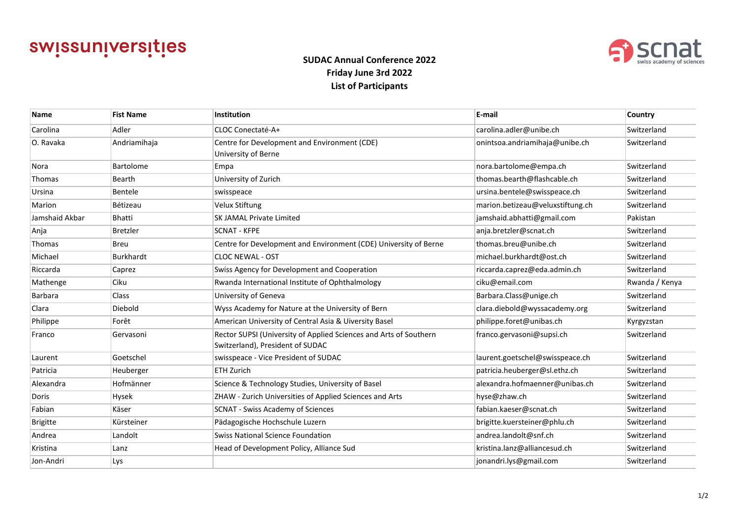swissuniversities

scnat swiss academy of sciences

**SUDAC Annual Conference 2022**
**Friday June 3rd 2022**
**List of Participants**

| Name | Fist Name | Institution | E-mail | Country |
|---|---|---|---|---|
| Carolina | Adler | CLOC Conectaté-A+ | carolina.adler@unibe.ch | Switzerland |
| O. Ravaka | Andriamihaja | Centre for Development and Environment (CDE) University of Berne | onintsoa.andriamihaja@unibe.ch | Switzerland |
| Nora | Bartolome | Empa | nora.bartolome@empa.ch | Switzerland |
| Thomas | Bearth | University of Zurich | thomas.bearth@flashcable.ch | Switzerland |
| Ursina | Bentele | swisspeace | ursina.bentele@swisspeace.ch | Switzerland |
| Marion | Bétizeau | Velux Stiftung | marion.betizeau@veluxstiftung.ch | Switzerland |
| Jamshaid Akbar | Bhatti | SK JAMAL Private Limited | jamshaid.abhatti@gmail.com | Pakistan |
| Anja | Bretzler | SCNAT - KFPE | anja.bretzler@scnat.ch | Switzerland |
| Thomas | Breu | Centre for Development and Environment (CDE) University of Berne | thomas.breu@unibe.ch | Switzerland |
| Michael | Burkhardt | CLOC NEWAL - OST | michael.burkhardt@ost.ch | Switzerland |
| Riccarda | Caprez | Swiss Agency for Development and Cooperation | riccarda.caprez@eda.admin.ch | Switzerland |
| Mathenge | Ciku | Rwanda International Institute of Ophthalmology | ciku@email.com | Rwanda / Kenya |
| Barbara | Class | University of Geneva | Barbara.Class@unige.ch | Switzerland |
| Clara | Diebold | Wyss Academy for Nature at the University of Bern | clara.diebold@wyssacademy.org | Switzerland |
| Philippe | Forêt | American University of Central Asia & Uiversity Basel | philippe.foret@unibas.ch | Kyrgyzstan |
| Franco | Gervasoni | Rector SUPSI (University of Applied Sciences and Arts of Southern Switzerland), President of SUDAC | franco.gervasoni@supsi.ch | Switzerland |
| Laurent | Goetschel | swisspeace - Vice President of SUDAC | laurent.goetschel@swisspeace.ch | Switzerland |
| Patricia | Heuberger | ETH Zurich | patricia.heuberger@sl.ethz.ch | Switzerland |
| Alexandra | Hofmänner | Science & Technology Studies, University of Basel | alexandra.hofmaenner@unibas.ch | Switzerland |
| Doris | Hysek | ZHAW - Zurich Universities of Applied Sciences and Arts | hyse@zhaw.ch | Switzerland |
| Fabian | Käser | SCNAT - Swiss Academy of Sciences | fabian.kaeser@scnat.ch | Switzerland |
| Brigitte | Kürsteiner | Pädagogische Hochschule Luzern | brigitte.kuersteiner@phlu.ch | Switzerland |
| Andrea | Landolt | Swiss National Science Foundation | andrea.landolt@snf.ch | Switzerland |
| Kristina | Lanz | Head of Development Policy, Alliance Sud | kristina.lanz@alliancesud.ch | Switzerland |
| Jon-Andri | Lys | | jonandri.lys@gmail.com | Switzerland |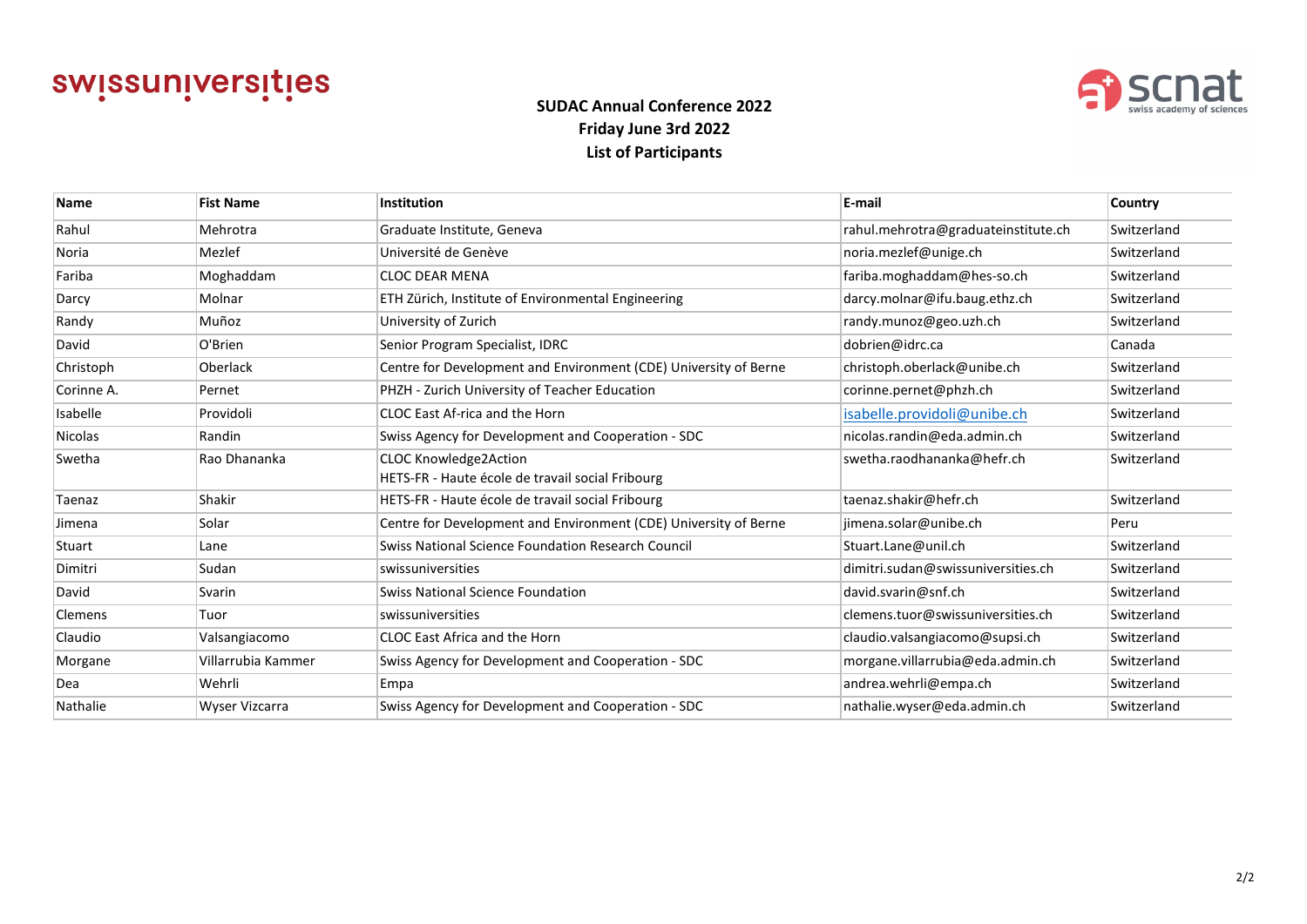swissuniversities

scnat swiss academy of sciences

**SUDAC Annual Conference 2022**
**Friday June 3rd 2022**
**List of Participants**

| Name | Fist Name | Institution | E-mail | Country |
|---|---|---|---|---|
| Rahul | Mehrotra | Graduate Institute, Geneva | rahul.mehrotra@graduateinstitute.ch | Switzerland |
| Noria | Mezlef | Université de Genève | noria.mezlef@unige.ch | Switzerland |
| Fariba | Moghaddam | CLOC DEAR MENA | fariba.moghaddam@hes-so.ch | Switzerland |
| Darcy | Molnar | ETH Zürich, Institute of Environmental Engineering | darcy.molnar@ifu.baug.ethz.ch | Switzerland |
| Randy | Muñoz | University of Zurich | randy.munoz@geo.uzh.ch | Switzerland |
| David | O'Brien | Senior Program Specialist, IDRC | dobrien@idrc.ca | Canada |
| Christoph | Oberlack | Centre for Development and Environment (CDE) University of Berne | christoph.oberlack@unibe.ch | Switzerland |
| Corinne A. | Pernet | PHZH - Zurich University of Teacher Education | corinne.pernet@phzh.ch | Switzerland |
| Isabelle | Providoli | CLOC East Af-rica and the Horn | isabelle.providoli@unibe.ch | Switzerland |
| Nicolas | Randin | Swiss Agency for Development and Cooperation - SDC | nicolas.randin@eda.admin.ch | Switzerland |
| Swetha | Rao Dhananka | CLOC Knowledge2Action<br>HETS-FR - Haute école de travail social Fribourg | swetha.raodhananka@hefr.ch | Switzerland |
| Taenaz | Shakir | HETS-FR - Haute école de travail social Fribourg | taenaz.shakir@hefr.ch | Switzerland |
| Jimena | Solar | Centre for Development and Environment (CDE) University of Berne | jimena.solar@unibe.ch | Peru |
| Stuart | Lane | Swiss National Science Foundation Research Council | Stuart.Lane@unil.ch | Switzerland |
| Dimitri | Sudan | swissuniversities | dimitri.sudan@swissuniversities.ch | Switzerland |
| David | Svarin | Swiss National Science Foundation | david.svarin@snf.ch | Switzerland |
| Clemens | Tuor | swissuniversities | clemens.tuor@swissuniversities.ch | Switzerland |
| Claudio | Valsangiacomo | CLOC East Africa and the Horn | claudio.valsangiacomo@supsi.ch | Switzerland |
| Morgane | Villarrubia Kammer | Swiss Agency for Development and Cooperation - SDC | morgane.villarrubia@eda.admin.ch | Switzerland |
| Dea | Wehrli | Empa | andrea.wehrli@empa.ch | Switzerland |
| Nathalie | Wyser Vizcarra | Swiss Agency for Development and Cooperation - SDC | nathalie.wyser@eda.admin.ch | Switzerland |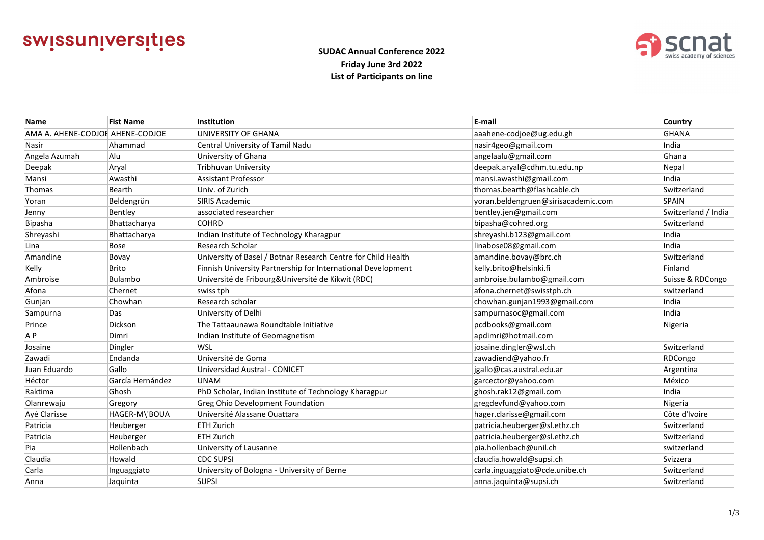**SUDAC Annual Conference 2022**
**Friday June 3rd 2022**
**List of Participants on line**

| Name | Fist Name | Institution | E-mail | Country |
|---|---|---|---|---|
| AMA A. AHENE-CODJOE | AHENE-CODJOE | UNIVERSITY OF GHANA | aaahene-codjoe@ug.edu.gh | GHANA |
| Nasir | Ahammad | Central University of Tamil Nadu | nasir4geo@gmail.com | India |
| Angela Azumah | Alu | University of Ghana | angelaalu@gmail.com | Ghana |
| Deepak | Aryal | Tribhuvan University | deepak.aryal@cdhm.tu.edu.np | Nepal |
| Mansi | Awasthi | Assistant Professor | mansi.awasthi@gmail.com | India |
| Thomas | Bearth | Univ. of Zurich | thomas.bearth@flashcable.ch | Switzerland |
| Yoran | Beldengrün | SIRIS Academic | yoran.beldengruen@sirisacademic.com | SPAIN |
| Jenny | Bentley | associated researcher | bentley.jen@gmail.com | Switzerland / India |
| Bipasha | Bhattacharya | COHRD | bipasha@cohred.org | Switzerland |
| Shreyashi | Bhattacharya | Indian Institute of Technology Kharagpur | shreyashi.b123@gmail.com | India |
| Lina | Bose | Research Scholar | linabose08@gmail.com | India |
| Amandine | Bovay | University of Basel / Botnar Research Centre for Child Health | amandine.bovay@brc.ch | Switzerland |
| Kelly | Brito | Finnish University Partnership for International Development | kelly.brito@helsinki.fi | Finland |
| Ambroise | Bulambo | Université de Fribourg&Université de Kikwit (RDC) | ambroise.bulambo@gmail.com | Suisse & RDCongo |
| Afona | Chernet | swiss tph | afona.chernet@swisstph.ch | switzerland |
| Gunjan | Chowhan | Research scholar | chowhan.gunjan1993@gmail.com | India |
| Sampurna | Das | University of Delhi | sampurnasoc@gmail.com | India |
| Prince | Dickson | The Tattaaunawa Roundtable Initiative | pcdbooks@gmail.com | Nigeria |
| A P | Dimri | Indian Institute of Geomagnetism | apdimri@hotmail.com | |
| Josaine | Dingler | WSL | josaine.dingler@wsl.ch | Switzerland |
| Zawadi | Endanda | Université de Goma | zawadiend@yahoo.fr | RDCongo |
| Juan Eduardo | Gallo | Universidad Austral - CONICET | jgallo@cas.austral.edu.ar | Argentina |
| Héctor | García Hernández | UNAM | garcector@yahoo.com | México |
| Raktima | Ghosh | PhD Scholar, Indian Institute of Technology Kharagpur | ghosh.rak12@gmail.com | India |
| Olanrewaju | Gregory | Greg Ohio Development Foundation | gregdevfund@yahoo.com | Nigeria |
| Ayé Clarisse | HAGER-M\'BOUA | Université Alassane Ouattara | hager.clarisse@gmail.com | Côte d'Ivoire |
| Patricia | Heuberger | ETH Zurich | patricia.heuberger@sl.ethz.ch | Switzerland |
| Patricia | Heuberger | ETH Zurich | patricia.heuberger@sl.ethz.ch | Switzerland |
| Pia | Hollenbach | University of Lausanne | pia.hollenbach@unil.ch | switzerland |
| Claudia | Howald | CDC SUPSI | claudia.howald@supsi.ch | Svizzera |
| Carla | Inguaggiato | University of Bologna - University of Berne | carla.inguaggiato@cde.unibe.ch | Switzerland |
| Anna | Jaquinta | SUPSI | anna.jaquinta@supsi.ch | Switzerland |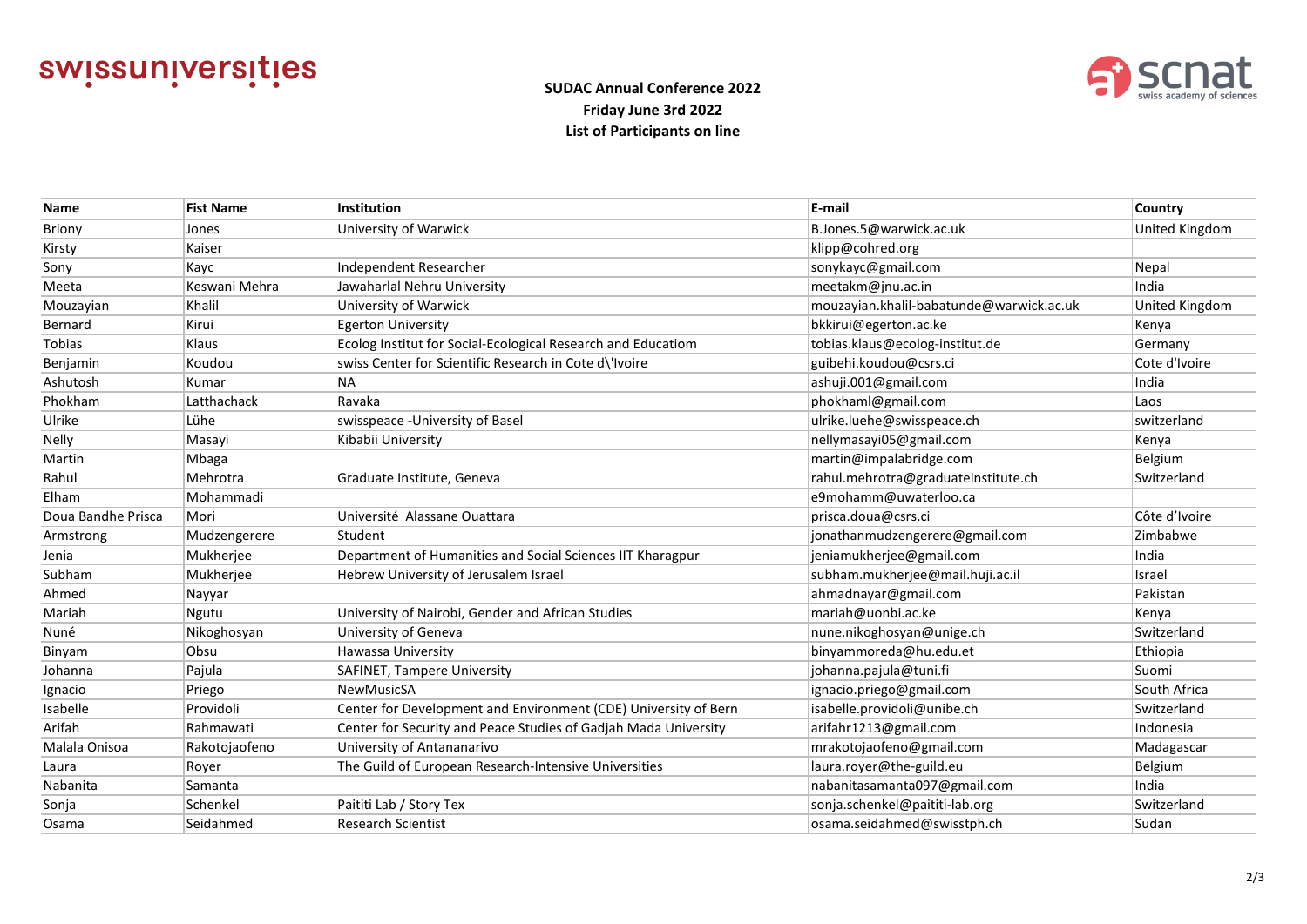**SUDAC Annual Conference 2022**
**Friday June 3rd 2022**
**List of Participants on line**

| Name | Fist Name | Institution | E-mail | Country |
|---|---|---|---|---|
| Briony | Jones | University of Warwick | B.Jones.5@warwick.ac.uk | United Kingdom |
| Kirsty | Kaiser | | klipp@cohred.org | |
| Sony | Kayc | Independent Researcher | sonykayc@gmail.com | Nepal |
| Meeta | Keswani Mehra | Jawaharlal Nehru University | meetakm@jnu.ac.in | India |
| Mouzayian | Khalil | University of Warwick | mouzayian.khalil-babatunde@warwick.ac.uk | United Kingdom |
| Bernard | Kirui | Egerton University | bkkirui@egerton.ac.ke | Kenya |
| Tobias | Klaus | Ecolog Institut for Social-Ecological Research and Educatiom | tobias.klaus@ecolog-institut.de | Germany |
| Benjamin | Koudou | swiss Center for Scientific Research in Cote d\'Ivoire | guibehi.koudou@csrs.ci | Cote d'Ivoire |
| Ashutosh | Kumar | NA | ashuji.001@gmail.com | India |
| Phokham | Latthachack | Ravaka | phokhaml@gmail.com | Laos |
| Ulrike | Lühe | swisspeace -University of Basel | ulrike.luehe@swisspeace.ch | switzerland |
| Nelly | Masayi | Kibabii University | nellymasayi05@gmail.com | Kenya |
| Martin | Mbaga | | martin@impalabridge.com | Belgium |
| Rahul | Mehrotra | Graduate Institute, Geneva | rahul.mehrotra@graduateinstitute.ch | Switzerland |
| Elham | Mohammadi | | e9mohamm@uwaterloo.ca | |
| Doua Bandhe Prisca | Mori | Université Alassane Ouattara | prisca.doua@csrs.ci | Côte d'Ivoire |
| Armstrong | Mudzengerere | Student | jonathanmudzengerere@gmail.com | Zimbabwe |
| Jenia | Mukherjee | Department of Humanities and Social Sciences IIT Kharagpur | jeniamukherjee@gmail.com | India |
| Subham | Mukherjee | Hebrew University of Jerusalem Israel | subham.mukherjee@mail.huji.ac.il | Israel |
| Ahmed | Nayyar | | ahmadnayar@gmail.com | Pakistan |
| Mariah | Ngutu | University of Nairobi, Gender and African Studies | mariah@uonbi.ac.ke | Kenya |
| Nuné | Nikoghosyan | University of Geneva | nune.nikoghosyan@unige.ch | Switzerland |
| Binyam | Obsu | Hawassa University | binyammoreda@hu.edu.et | Ethiopia |
| Johanna | Pajula | SAFINET, Tampere University | johanna.pajula@tuni.fi | Suomi |
| Ignacio | Priego | NewMusicSA | ignacio.priego@gmail.com | South Africa |
| Isabelle | Providoli | Center for Development and Environment (CDE) University of Bern | isabelle.providoli@unibe.ch | Switzerland |
| Arifah | Rahmawati | Center for Security and Peace Studies of Gadjah Mada University | arifahr1213@gmail.com | Indonesia |
| Malala Onisoa | Rakotojaofeno | University of Antananarivo | mrakotojaofeno@gmail.com | Madagascar |
| Laura | Royer | The Guild of European Research-Intensive Universities | laura.royer@the-guild.eu | Belgium |
| Nabanita | Samanta | | nabanitasamanta097@gmail.com | India |
| Sonja | Schenkel | Paititi Lab / Story Tex | sonja.schenkel@paititi-lab.org | Switzerland |
| Osama | Seidahmed | Research Scientist | osama.seidahmed@swisstph.ch | Sudan |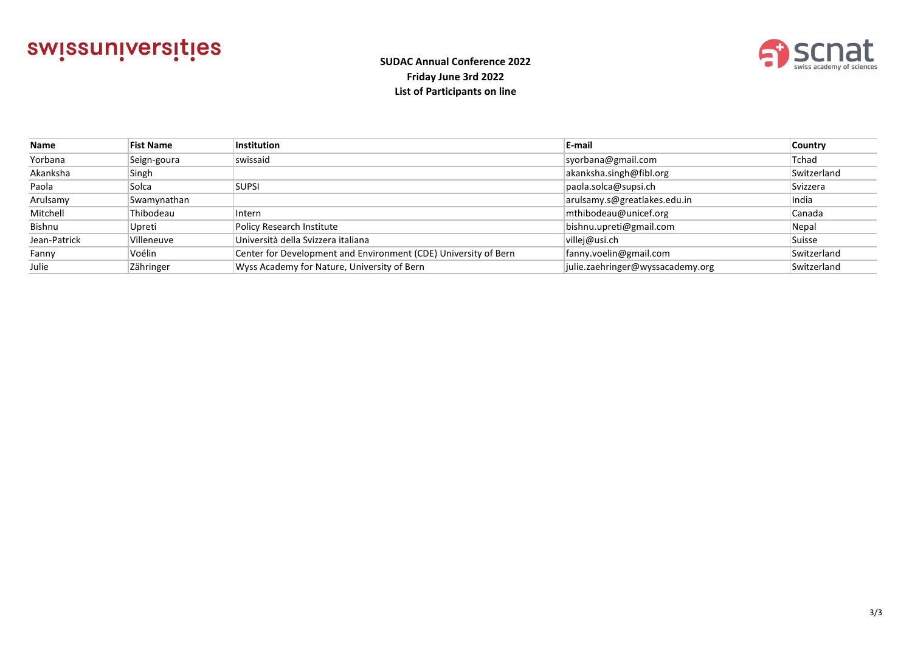**SUDAC Annual Conference 2022**
**Friday June 3rd 2022**
**List of Participants on line**

| Name | Fist Name | Institution | E-mail | Country |
|---|---|---|---|---|
| Yorbana | Seign-goura | swissaid | syorbana@gmail.com | Tchad |
| Akanksha | Singh | | akanksha.singh@fibl.org | Switzerland |
| Paola | Solca | SUPSI | paola.solca@supsi.ch | Svizzera |
| Arulsamy | Swamynathan | | arulsamy.s@greatlakes.edu.in | India |
| Mitchell | Thibodeau | Intern | mthibodeau@unicef.org | Canada |
| Bishnu | Upreti | Policy Research Institute | bishnu.upreti@gmail.com | Nepal |
| Jean-Patrick | Villeneuve | Università della Svizzera italiana | villej@usi.ch | Suisse |
| Fanny | Voélin | Center for Development and Environment (CDE) University of Bern | fanny.voelin@gmail.com | Switzerland |
| Julie | Zähringer | Wyss Academy for Nature, University of Bern | julie.zaehringer@wyssacademy.org | Switzerland |